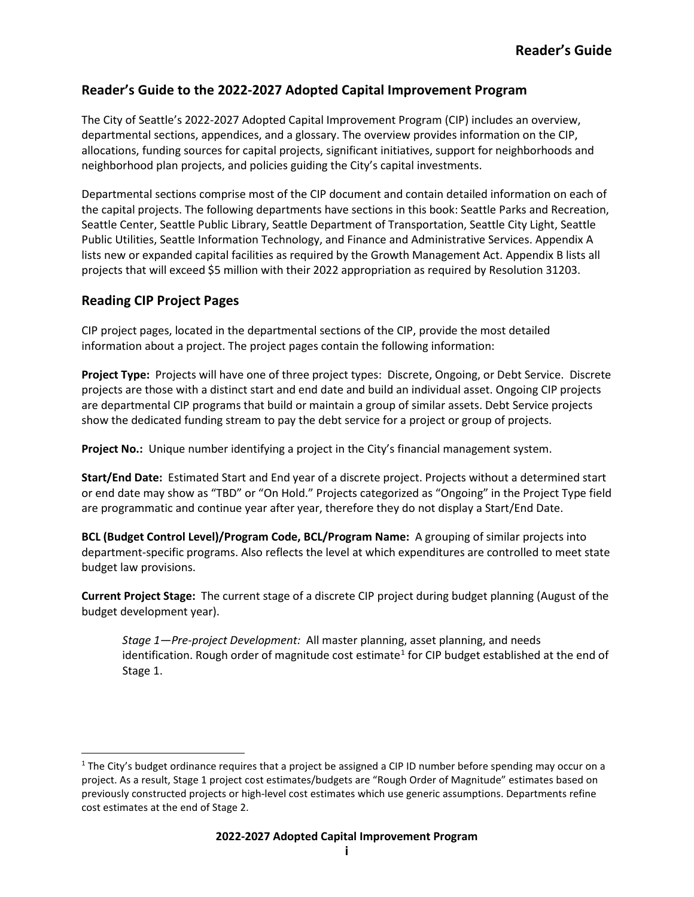## Reader's Guide to the 2022-2027 Adopted Capital Improvement Program

The City of Seattle's 2022-2027 Adopted Capital Improvement Program (CIP) includes an overview, departmental sections, appendices, and a glossary. The overview provides information on the CIP, allocations, funding sources for capital projects, significant initiatives, support for neighborhoods and neighborhood plan projects, and policies guiding the City's capital investments.

Departmental sections comprise most of the CIP document and contain detailed information on each of the capital projects. The following departments have sections in this book: Seattle Parks and Recreation, Seattle Center, Seattle Public Library, Seattle Department of Transportation, Seattle City Light, Seattle Public Utilities, Seattle Information Technology, and Finance and Administrative Services. Appendix A lists new or expanded capital facilities as required by the Growth Management Act. Appendix B lists all projects that will exceed $5 million with their 2022 appropriation as required by Resolution 31203.

## Reading CIP Project Pages

CIP project pages, located in the departmental sections of the CIP, provide the most detailed information about a project. The project pages contain the following information:

**Project Type:** Projects will have one of three project types: Discrete, Ongoing, or Debt Service. Discrete projects are those with a distinct start and end date and build an individual asset. Ongoing CIP projects are departmental CIP programs that build or maintain a group of similar assets. Debt Service projects show the dedicated funding stream to pay the debt service for a project or group of projects.

**Project No.:** Unique number identifying a project in the City's financial management system.

**Start/End Date:** Estimated Start and End year of a discrete project. Projects without a determined start or end date may show as "TBD" or "On Hold." Projects categorized as "Ongoing" in the Project Type field are programmatic and continue year after year, therefore they do not display a Start/End Date.

**BCL (Budget Control Level)/Program Code, BCL/Program Name:** A grouping of similar projects into department-specific programs. Also reflects the level at which expenditures are controlled to meet state budget law provisions.

**Current Project Stage:** The current stage of a discrete CIP project during budget planning (August of the budget development year).

> *Stage 1—Pre-project Development:* All master planning, asset planning, and needs identification. Rough order of magnitude cost estimate[1] for CIP budget established at the end of Stage 1.

[1] The City's budget ordinance requires that a project be assigned a CIP ID number before spending may occur on a project. As a result, Stage 1 project cost estimates/budgets are "Rough Order of Magnitude" estimates based on previously constructed projects or high-level cost estimates which use generic assumptions. Departments refine cost estimates at the end of Stage 2.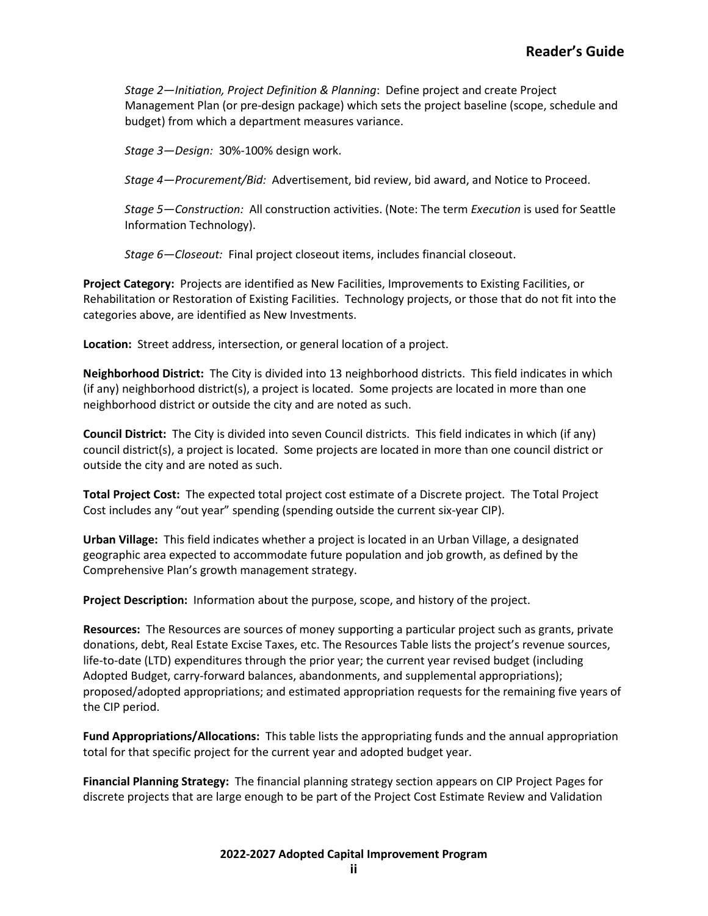*Stage 2—Initiation, Project Definition & Planning*: Define project and create Project Management Plan (or pre-design package) which sets the project baseline (scope, schedule and budget) from which a department measures variance.

*Stage 3—Design:* 30%-100% design work.

*Stage 4—Procurement/Bid:* Advertisement, bid review, bid award, and Notice to Proceed.

*Stage 5—Construction:* All construction activities. (Note: The term *Execution* is used for Seattle Information Technology).

*Stage 6—Closeout:* Final project closeout items, includes financial closeout.

**Project Category:** Projects are identified as New Facilities, Improvements to Existing Facilities, or Rehabilitation or Restoration of Existing Facilities. Technology projects, or those that do not fit into the categories above, are identified as New Investments.

**Location:** Street address, intersection, or general location of a project.

**Neighborhood District:** The City is divided into 13 neighborhood districts. This field indicates in which (if any) neighborhood district(s), a project is located. Some projects are located in more than one neighborhood district or outside the city and are noted as such.

**Council District:** The City is divided into seven Council districts. This field indicates in which (if any) council district(s), a project is located. Some projects are located in more than one council district or outside the city and are noted as such.

**Total Project Cost:** The expected total project cost estimate of a Discrete project. The Total Project Cost includes any "out year" spending (spending outside the current six-year CIP).

**Urban Village:** This field indicates whether a project is located in an Urban Village, a designated geographic area expected to accommodate future population and job growth, as defined by the Comprehensive Plan's growth management strategy.

**Project Description:** Information about the purpose, scope, and history of the project.

**Resources:** The Resources are sources of money supporting a particular project such as grants, private donations, debt, Real Estate Excise Taxes, etc. The Resources Table lists the project's revenue sources, life-to-date (LTD) expenditures through the prior year; the current year revised budget (including Adopted Budget, carry-forward balances, abandonments, and supplemental appropriations); proposed/adopted appropriations; and estimated appropriation requests for the remaining five years of the CIP period.

**Fund Appropriations/Allocations:** This table lists the appropriating funds and the annual appropriation total for that specific project for the current year and adopted budget year.

**Financial Planning Strategy:** The financial planning strategy section appears on CIP Project Pages for discrete projects that are large enough to be part of the Project Cost Estimate Review and Validation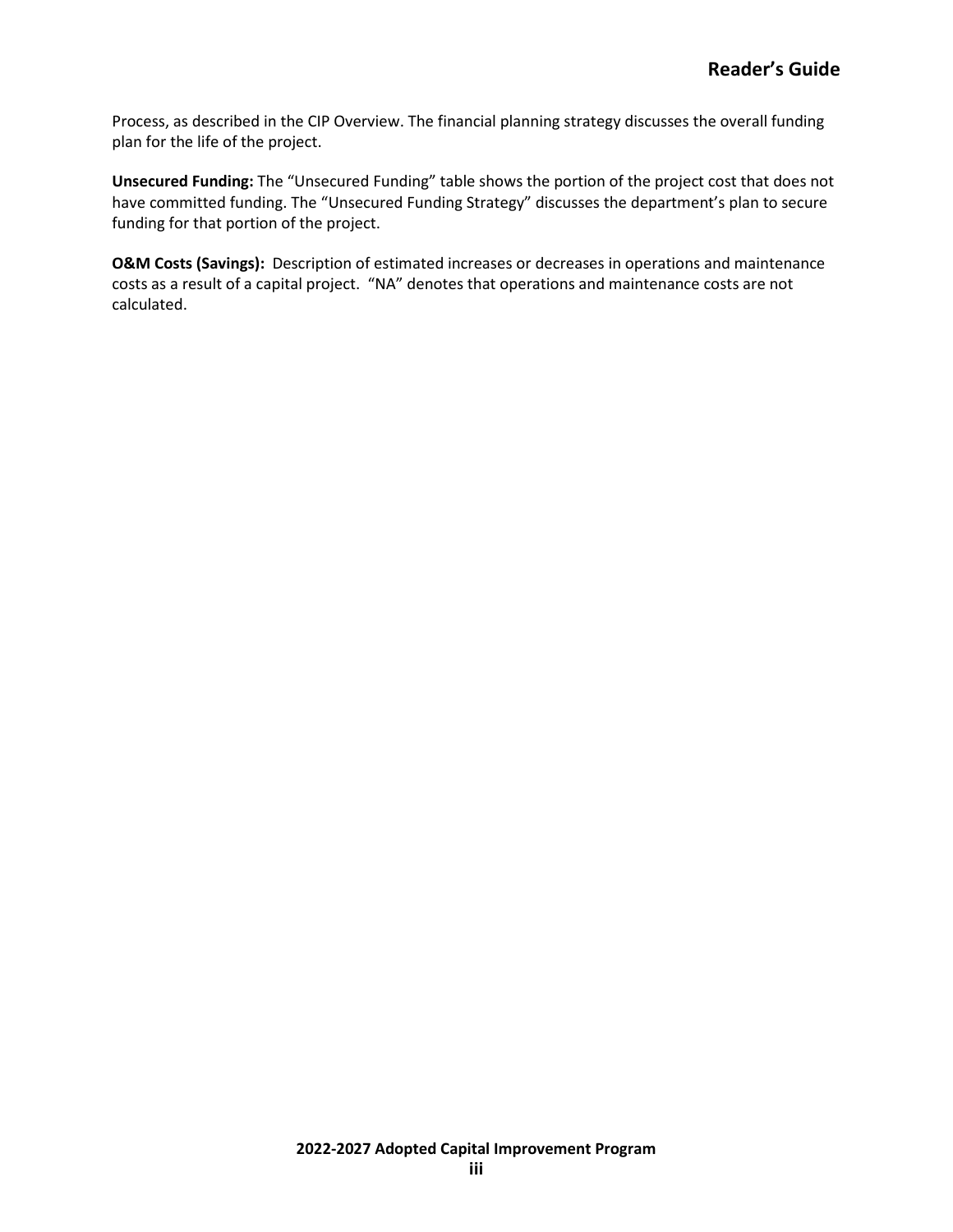Process, as described in the CIP Overview. The financial planning strategy discusses the overall funding plan for the life of the project.

**Unsecured Funding:** The "Unsecured Funding" table shows the portion of the project cost that does not have committed funding. The "Unsecured Funding Strategy" discusses the department's plan to secure funding for that portion of the project.

**O&M Costs (Savings):** Description of estimated increases or decreases in operations and maintenance costs as a result of a capital project. "NA" denotes that operations and maintenance costs are not calculated.